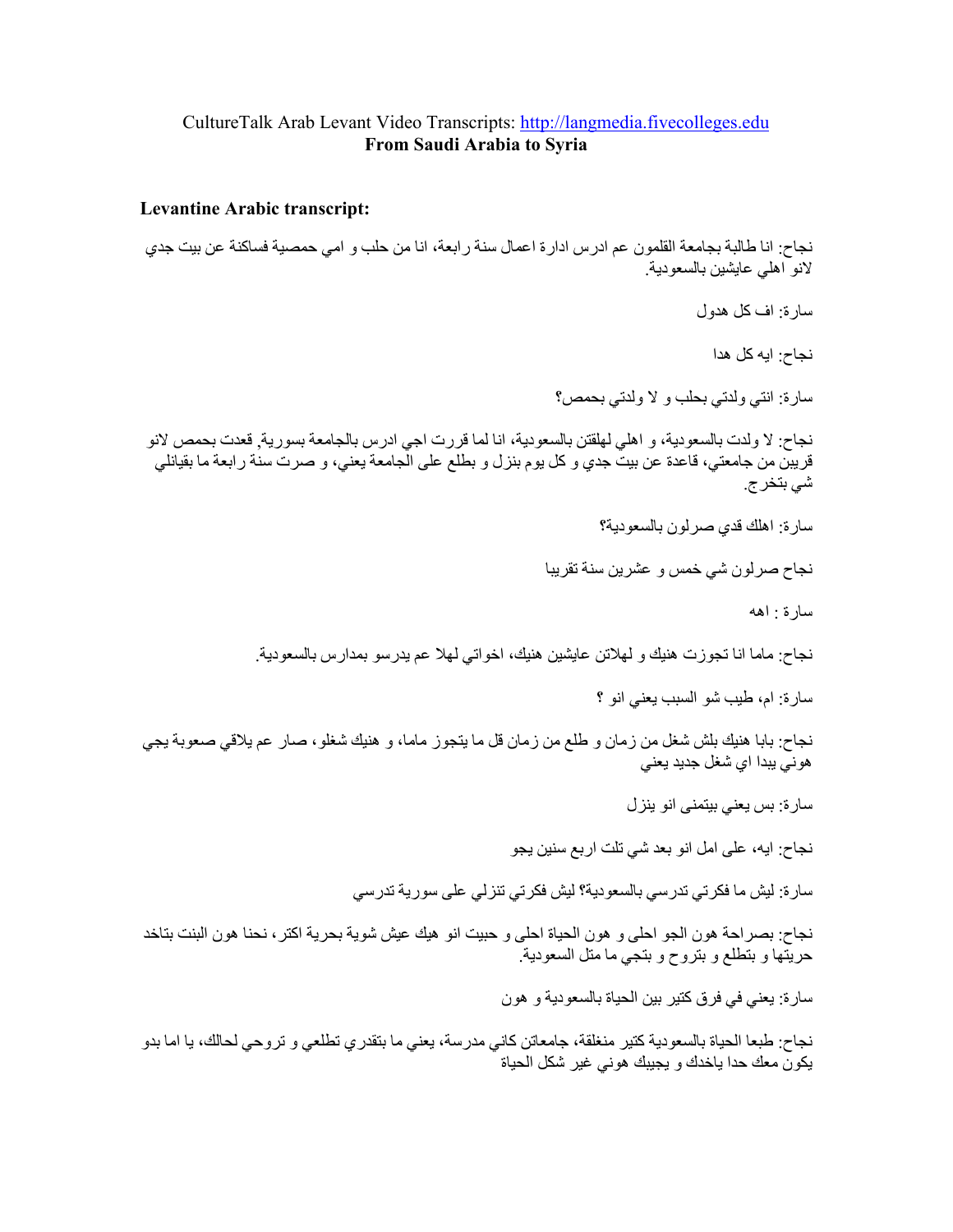CultureTalk Arab Levant Video Transcripts: http://langmedia.fivecolleges.edu
**From Saudi Arabia to Syria**

**Levantine Arabic transcript:**

نجاح: انا طالبة بجامعة القلمون عم ادرس ادارة اعمال سنة رابعة، انا من حلب و امي حمصية فساكنة عن بيت جدي لانو اهلي عايشين بالسعودية.

سارة: اف كل هدول

نجاح: ايه كل هدا

سارة: انتي ولدتي بحلب و لا ولدتي بحمص؟

نجاح: لا ولدت بالسعودية، و اهلي لهلقتن بالسعودية، انا لما قررت اجي ادرس بالجامعة بسورية, قعدت بحمص لانو قريبن من جامعتي، قاعدة عن بيت جدي و كل يوم بنزل و بطلع على الجامعة يعني، و صرت سنة رابعة ما بقيانلي شي بتخرج.

سارة: اهلك قدي صرلون بالسعودية؟

نجاح صرلون شي خمس و عشرين سنة تقريبا

سارة : اهه

نجاح: ماما انا تجوزت هنيك و لهلاتن عايشين هنيك، اخواتي لهلا عم يدرسو بمدارس بالسعودية.

سارة: ام، طيب شو السبب يعني انو ؟

نجاح: بابا هنيك بلش شغل من زمان و طلع من زمان قل ما يتجوز ماما، و هنيك شغلو، صار عم يلاقي صعوبة يجي هوني يبدا اي شغل جديد يعني

سارة: بس يعني بيتمنى انو ينزل

نجاح: ايه، على امل انو بعد شي تلت اربع سنين يجو

سارة: ليش ما فكرتي تدرسي بالسعودية؟ ليش فكرتي تنزلي على سورية تدرسي

نجاح: بصراحة هون الجو احلى و هون الحياة احلى و حبيت انو هيك عيش شوية بحرية اكتر، نحنا هون البنت بتاخد حريتها و بتطلع و بتروح و بتجي ما متل السعودية.

سارة: يعني في فرق كتير بين الحياة بالسعودية و هون

نجاح: طبعا الحياة بالسعودية كتير منغلقة، جامعاتن كاني مدرسة، يعني ما بتقدري تطلعي و تروحي لحالك، يا اما بدو يكون معك حدا ياخدك و يجيبك هوني غير شكل الحياة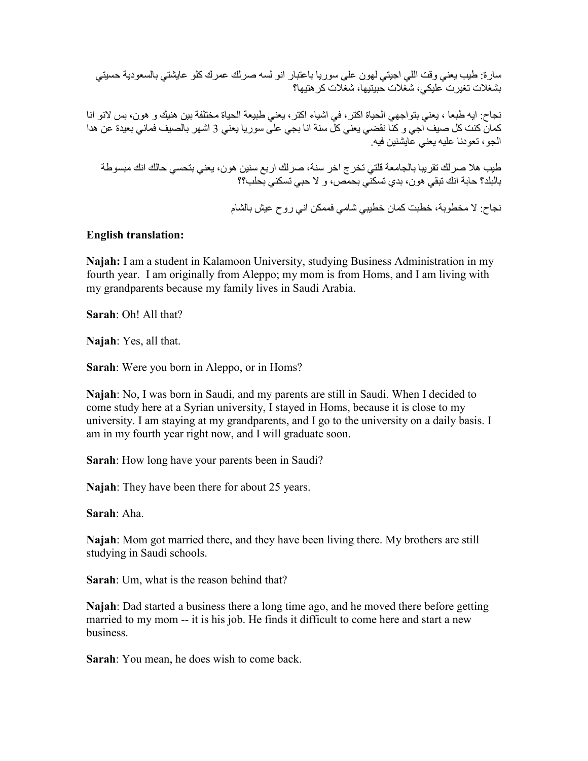سارة: طيب يعني وقت اللي اجيتي لهون على سوريا باعتبار انو لسه صرلك عمرك كلو عايشتي بالسعودية حسيتي بشغلات تغيرت عليكي، شغلات حبيتيها، شغلات كرهتيها؟

نجاح: ايه طبعا ، يعني بتواجهي الحياة اكتر، في اشياء اكتر، يعني طبيعة الحياة مختلفة بين هنيك و هون، بس لانو انا كمان كنت كل صيف اجي و كنا نقضي يعني كل سنة انا بجي على سوريا يعني 3 اشهر بالصيف فماني بعيدة عن هدا الجو، تعودنا عليه يعني عايشنين فيه.

طيب هلا صرلك تقريبا بالجامعة قلتي تخرج اخر سنة، صرلك اربع سنين هون، يعني بتحسي حالك انك مبسوطة بالبلد؟ حابة انك تبقي هون، بدي تسكني بحمص، و لا حبي تسكني بحلب؟؟

نجاح: لا مخطوبة، خطبت كمان خطيبي شامي فممكن اني روح عيش بالشام

**English translation:**

**Najah:** I am a student in Kalamoon University, studying Business Administration in my fourth year. I am originally from Aleppo; my mom is from Homs, and I am living with my grandparents because my family lives in Saudi Arabia.

**Sarah**: Oh! All that?

**Najah**: Yes, all that.

**Sarah**: Were you born in Aleppo, or in Homs?

**Najah**: No, I was born in Saudi, and my parents are still in Saudi. When I decided to come study here at a Syrian university, I stayed in Homs, because it is close to my university. I am staying at my grandparents, and I go to the university on a daily basis. I am in my fourth year right now, and I will graduate soon.

**Sarah**: How long have your parents been in Saudi?

**Najah**: They have been there for about 25 years.

**Sarah**: Aha.

**Najah**: Mom got married there, and they have been living there. My brothers are still studying in Saudi schools.

**Sarah**: Um, what is the reason behind that?

**Najah**: Dad started a business there a long time ago, and he moved there before getting married to my mom -- it is his job. He finds it difficult to come here and start a new business.

**Sarah**: You mean, he does wish to come back.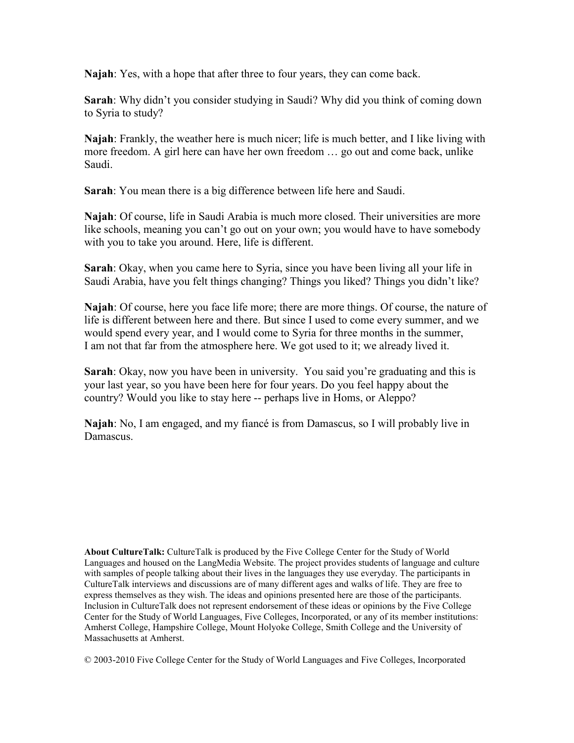**Najah**: Yes, with a hope that after three to four years, they can come back.

**Sarah**: Why didn't you consider studying in Saudi? Why did you think of coming down to Syria to study?

**Najah**: Frankly, the weather here is much nicer; life is much better, and I like living with more freedom. A girl here can have her own freedom … go out and come back, unlike Saudi.

**Sarah**: You mean there is a big difference between life here and Saudi.

**Najah**: Of course, life in Saudi Arabia is much more closed. Their universities are more like schools, meaning you can't go out on your own; you would have to have somebody with you to take you around. Here, life is different.

**Sarah**: Okay, when you came here to Syria, since you have been living all your life in Saudi Arabia, have you felt things changing? Things you liked? Things you didn't like?

**Najah**: Of course, here you face life more; there are more things. Of course, the nature of life is different between here and there. But since I used to come every summer, and we would spend every year, and I would come to Syria for three months in the summer, I am not that far from the atmosphere here. We got used to it; we already lived it.

**Sarah**: Okay, now you have been in university. You said you're graduating and this is your last year, so you have been here for four years. Do you feel happy about the country? Would you like to stay here -- perhaps live in Homs, or Aleppo?

**Najah**: No, I am engaged, and my fiancé is from Damascus, so I will probably live in Damascus.

**About CultureTalk:** CultureTalk is produced by the Five College Center for the Study of World Languages and housed on the LangMedia Website. The project provides students of language and culture with samples of people talking about their lives in the languages they use everyday. The participants in CultureTalk interviews and discussions are of many different ages and walks of life. They are free to express themselves as they wish. The ideas and opinions presented here are those of the participants. Inclusion in CultureTalk does not represent endorsement of these ideas or opinions by the Five College Center for the Study of World Languages, Five Colleges, Incorporated, or any of its member institutions: Amherst College, Hampshire College, Mount Holyoke College, Smith College and the University of Massachusetts at Amherst.

© 2003-2010 Five College Center for the Study of World Languages and Five Colleges, Incorporated